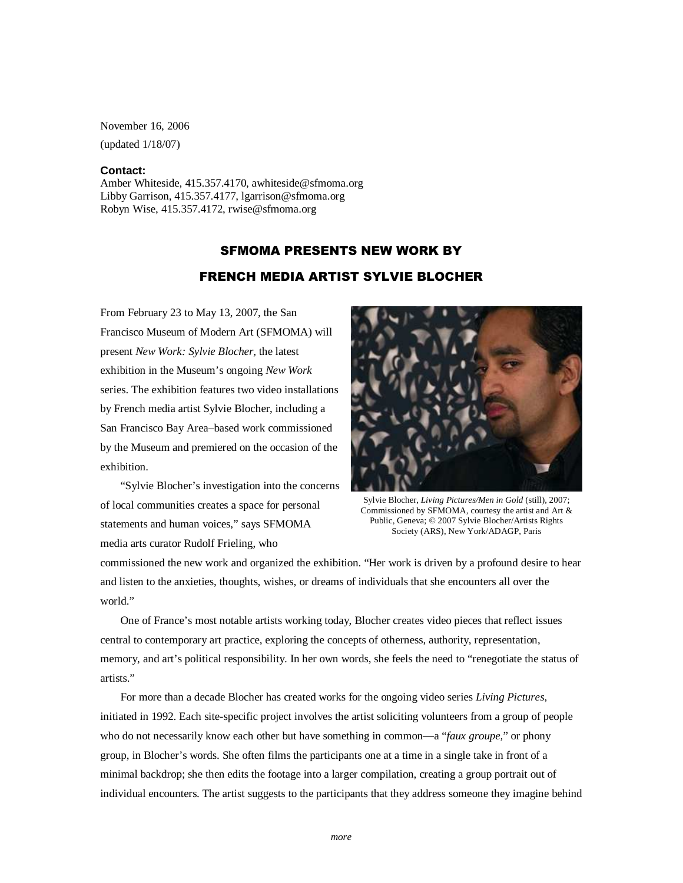November 16, 2006
(updated 1/18/07)

**Contact:**
Amber Whiteside, 415.357.4170, awhiteside@sfmoma.org
Libby Garrison, 415.357.4177, lgarrison@sfmoma.org
Robyn Wise, 415.357.4172, rwise@sfmoma.org

# SFMOMA PRESENTS NEW WORK BY FRENCH MEDIA ARTIST SYLVIE BLOCHER

From February 23 to May 13, 2007, the San Francisco Museum of Modern Art (SFMOMA) will present *New Work: Sylvie Blocher*, the latest exhibition in the Museum's ongoing *New Work* series. The exhibition features two video installations by French media artist Sylvie Blocher, including a San Francisco Bay Area–based work commissioned by the Museum and premiered on the occasion of the exhibition.

Sylvie Blocher, *Living Pictures/Men in Gold* (still), 2007; Commissioned by SFMOMA, courtesy the artist and Art & Public, Geneva; © 2007 Sylvie Blocher/Artists Rights Society (ARS), New York/ADAGP, Paris

"Sylvie Blocher's investigation into the concerns of local communities creates a space for personal statements and human voices," says SFMOMA media arts curator Rudolf Frieling, who commissioned the new work and organized the exhibition. "Her work is driven by a profound desire to hear and listen to the anxieties, thoughts, wishes, or dreams of individuals that she encounters all over the world."

One of France's most notable artists working today, Blocher creates video pieces that reflect issues central to contemporary art practice, exploring the concepts of otherness, authority, representation, memory, and art's political responsibility. In her own words, she feels the need to "renegotiate the status of artists."

For more than a decade Blocher has created works for the ongoing video series *Living Pictures*, initiated in 1992. Each site-specific project involves the artist soliciting volunteers from a group of people who do not necessarily know each other but have something in common—a "*faux groupe*," or phony group, in Blocher's words. She often films the participants one at a time in a single take in front of a minimal backdrop; she then edits the footage into a larger compilation, creating a group portrait out of individual encounters. The artist suggests to the participants that they address someone they imagine behind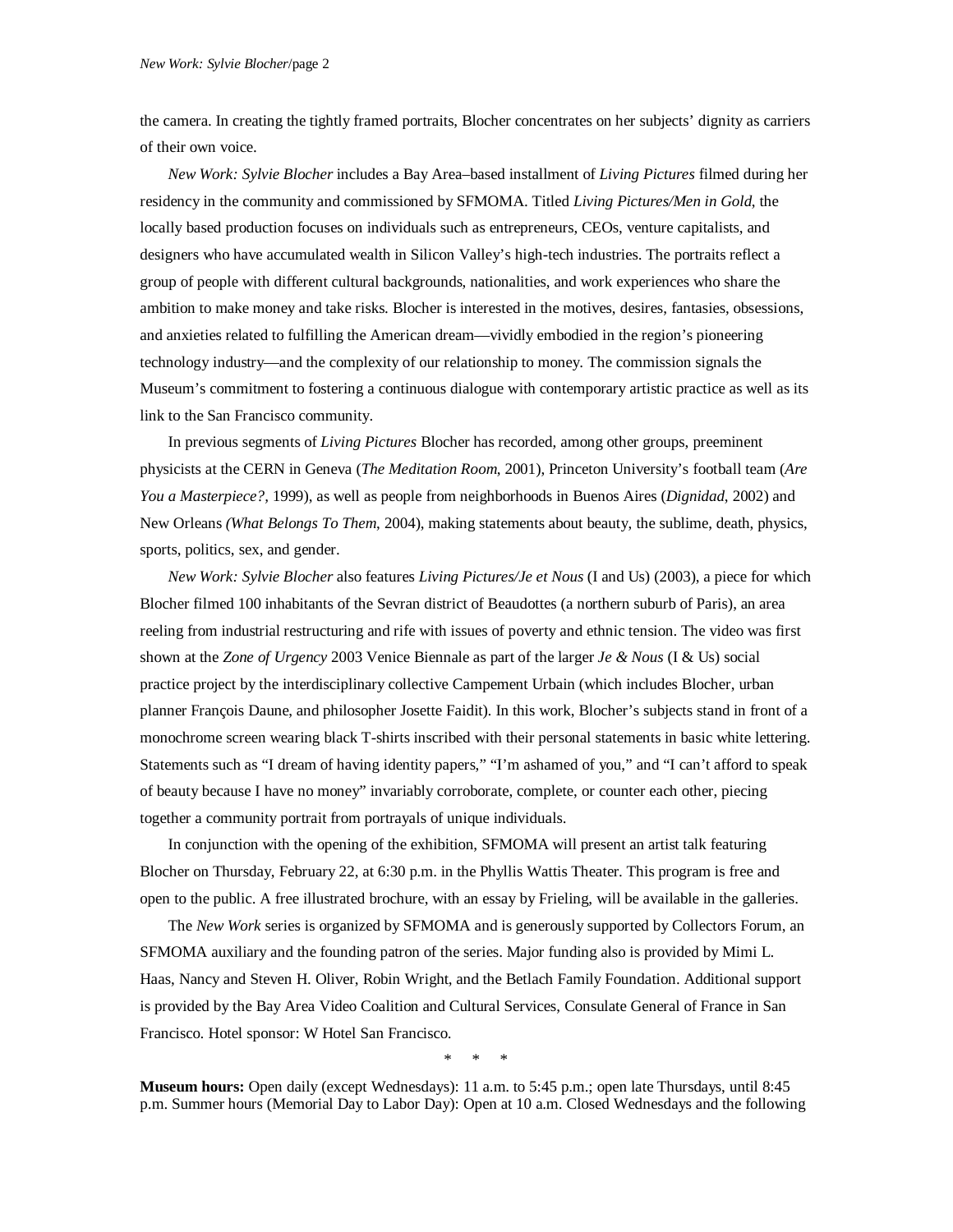the camera. In creating the tightly framed portraits, Blocher concentrates on her subjects' dignity as carriers of their own voice.

*New Work: Sylvie Blocher* includes a Bay Area–based installment of *Living Pictures* filmed during her residency in the community and commissioned by SFMOMA. Titled *Living Pictures/Men in Gold*, the locally based production focuses on individuals such as entrepreneurs, CEOs, venture capitalists, and designers who have accumulated wealth in Silicon Valley's high-tech industries. The portraits reflect a group of people with different cultural backgrounds, nationalities, and work experiences who share the ambition to make money and take risks. Blocher is interested in the motives, desires, fantasies, obsessions, and anxieties related to fulfilling the American dream—vividly embodied in the region's pioneering technology industry—and the complexity of our relationship to money. The commission signals the Museum's commitment to fostering a continuous dialogue with contemporary artistic practice as well as its link to the San Francisco community.

In previous segments of *Living Pictures* Blocher has recorded, among other groups, preeminent physicists at the CERN in Geneva (*The Meditation Room*, 2001), Princeton University's football team (*Are You a Masterpiece?*, 1999), as well as people from neighborhoods in Buenos Aires (*Dignidad*, 2002) and New Orleans *(What Belongs To Them*, 2004), making statements about beauty, the sublime, death, physics, sports, politics, sex, and gender.

*New Work: Sylvie Blocher* also features *Living Pictures/Je et Nous* (I and Us) (2003), a piece for which Blocher filmed 100 inhabitants of the Sevran district of Beaudottes (a northern suburb of Paris), an area reeling from industrial restructuring and rife with issues of poverty and ethnic tension. The video was first shown at the *Zone of Urgency* 2003 Venice Biennale as part of the larger *Je & Nous* (I & Us) social practice project by the interdisciplinary collective Campement Urbain (which includes Blocher, urban planner François Daune, and philosopher Josette Faidit). In this work, Blocher's subjects stand in front of a monochrome screen wearing black T-shirts inscribed with their personal statements in basic white lettering. Statements such as "I dream of having identity papers," "I'm ashamed of you," and "I can't afford to speak of beauty because I have no money" invariably corroborate, complete, or counter each other, piecing together a community portrait from portrayals of unique individuals.

In conjunction with the opening of the exhibition, SFMOMA will present an artist talk featuring Blocher on Thursday, February 22, at 6:30 p.m. in the Phyllis Wattis Theater. This program is free and open to the public. A free illustrated brochure, with an essay by Frieling, will be available in the galleries.

The *New Work* series is organized by SFMOMA and is generously supported by Collectors Forum, an SFMOMA auxiliary and the founding patron of the series. Major funding also is provided by Mimi L. Haas, Nancy and Steven H. Oliver, Robin Wright, and the Betlach Family Foundation. Additional support is provided by the Bay Area Video Coalition and Cultural Services, Consulate General of France in San Francisco. Hotel sponsor: W Hotel San Francisco.

\* \* \*

**Museum hours:** Open daily (except Wednesdays): 11 a.m. to 5:45 p.m.; open late Thursdays, until 8:45 p.m. Summer hours (Memorial Day to Labor Day): Open at 10 a.m. Closed Wednesdays and the following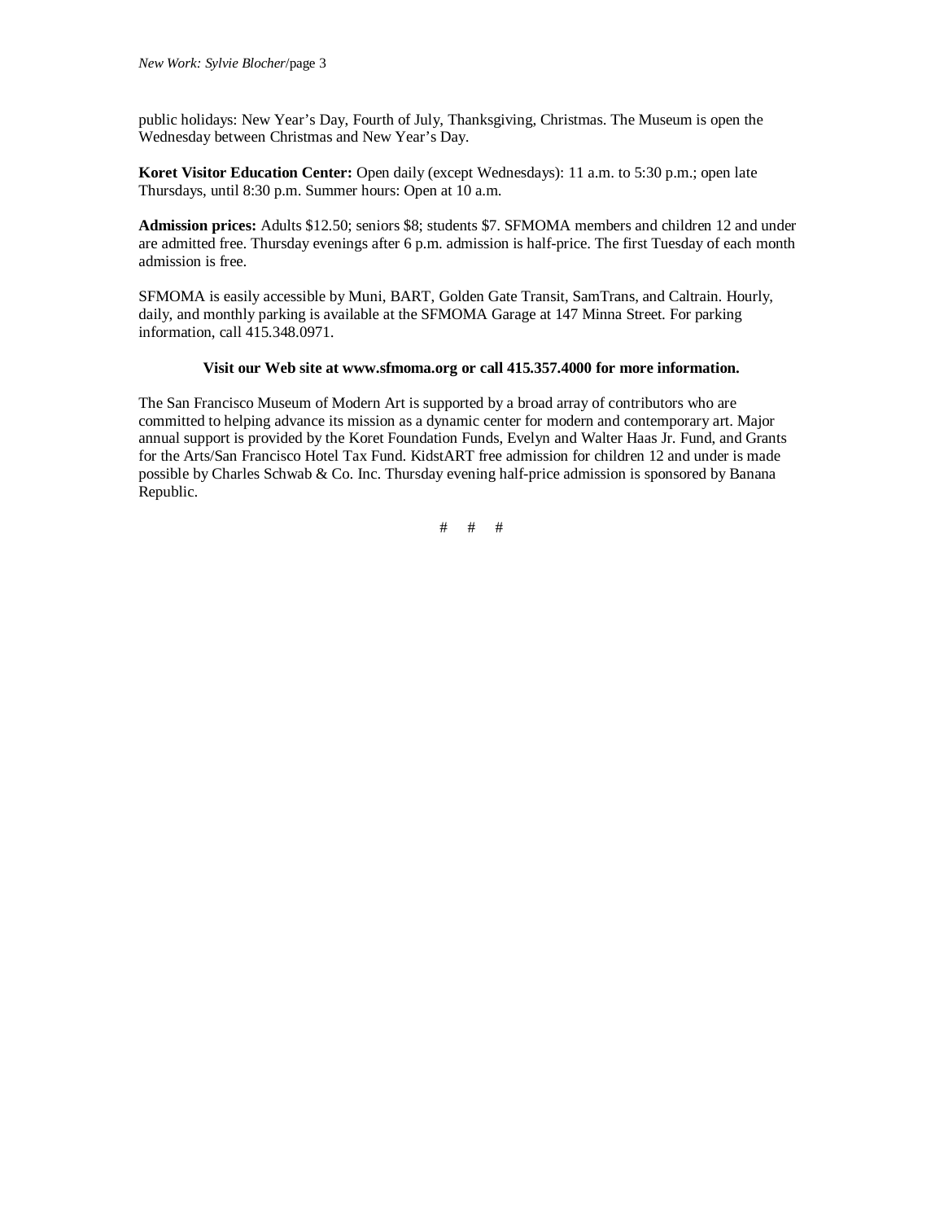public holidays: New Year's Day, Fourth of July, Thanksgiving, Christmas. The Museum is open the Wednesday between Christmas and New Year's Day.

**Koret Visitor Education Center:** Open daily (except Wednesdays): 11 a.m. to 5:30 p.m.; open late Thursdays, until 8:30 p.m. Summer hours: Open at 10 a.m.

**Admission prices:** Adults $12.50; seniors $8; students $7. SFMOMA members and children 12 and under are admitted free. Thursday evenings after 6 p.m. admission is half-price. The first Tuesday of each month admission is free.

SFMOMA is easily accessible by Muni, BART, Golden Gate Transit, SamTrans, and Caltrain. Hourly, daily, and monthly parking is available at the SFMOMA Garage at 147 Minna Street. For parking information, call 415.348.0971.

**Visit our Web site at www.sfmoma.org or call 415.357.4000 for more information.**

The San Francisco Museum of Modern Art is supported by a broad array of contributors who are committed to helping advance its mission as a dynamic center for modern and contemporary art. Major annual support is provided by the Koret Foundation Funds, Evelyn and Walter Haas Jr. Fund, and Grants for the Arts/San Francisco Hotel Tax Fund. KidstART free admission for children 12 and under is made possible by Charles Schwab & Co. Inc. Thursday evening half-price admission is sponsored by Banana Republic.

# # #